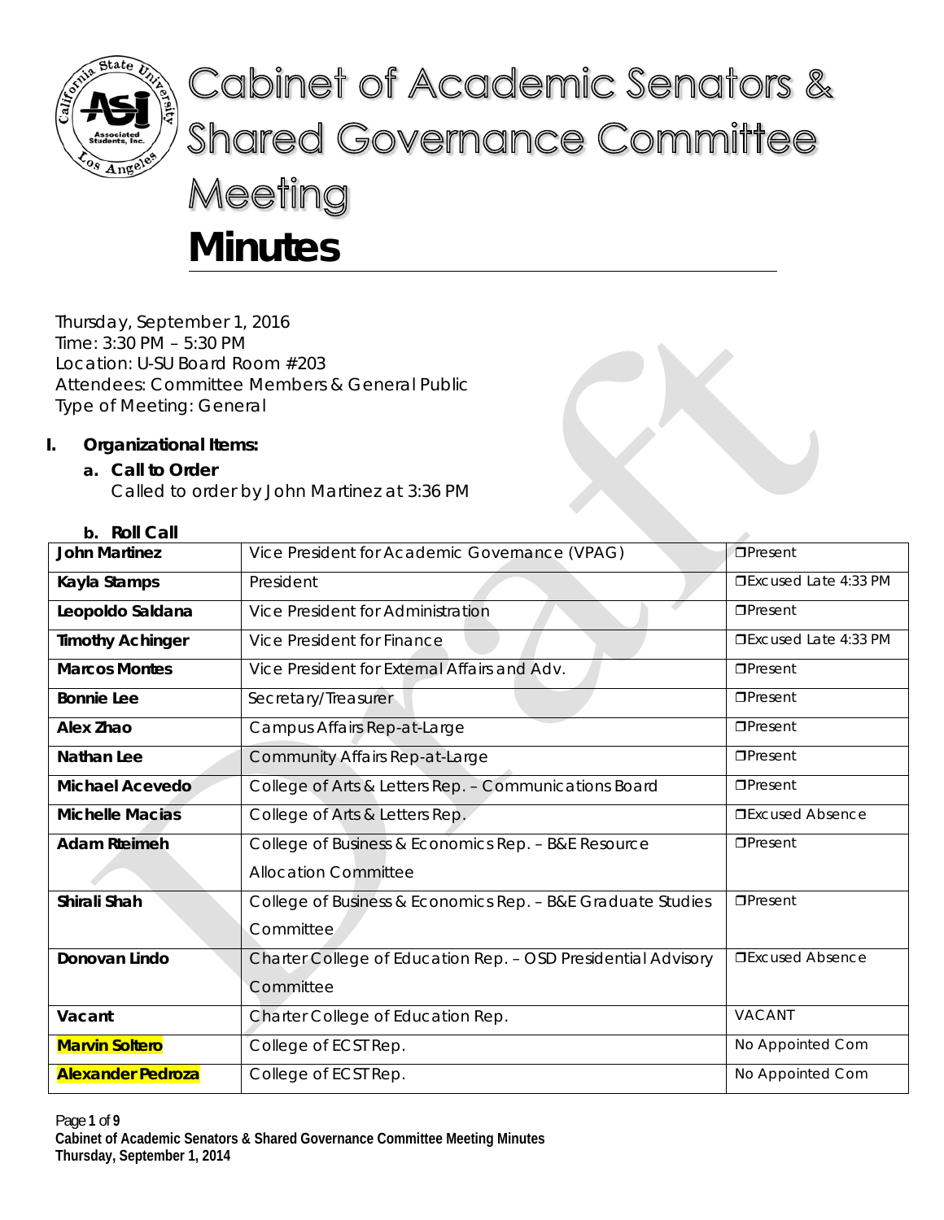# Cabinet of Academic Senators & Shared Governance Committee Meeting

# Minutes

Thursday, September 1, 2016
Time: 3:30 PM – 5:30 PM
Location: U-SU Board Room #203
Attendees: Committee Members & General Public
Type of Meeting: General

**I. Organizational Items:**

**a. Call to Order**
Called to order by John Martinez at 3:36 PM

**b. Roll Call**

| Name | Position | Status |
|---|---|---|
| **John Martinez** | Vice President for Academic Governance (VPAG) | ❒Present |
| **Kayla Stamps** | President | ❒Excused Late 4:33 PM |
| **Leopoldo Saldana** | Vice President for Administration | ❒Present |
| **Timothy Achinger** | Vice President for Finance | ❒Excused Late 4:33 PM |
| **Marcos Montes** | Vice President for External Affairs and Adv. | ❒Present |
| **Bonnie Lee** | Secretary/Treasurer | ❒Present |
| **Alex Zhao** | Campus Affairs Rep-at-Large | ❒Present |
| **Nathan Lee** | Community Affairs Rep-at-Large | ❒Present |
| **Michael Acevedo** | College of Arts & Letters Rep. – Communications Board | ❒Present |
| **Michelle Macias** | College of Arts & Letters Rep. | ❒Excused Absence |
| **Adam Rteimeh** | College of Business & Economics Rep. – B&E Resource Allocation Committee | ❒Present |
| **Shirali Shah** | College of Business & Economics Rep. – B&E Graduate Studies Committee | ❒Present |
| **Donovan Lindo** | Charter College of Education Rep. – OSD Presidential Advisory Committee | ❒Excused Absence |
| **Vacant** | Charter College of Education Rep. | VACANT |
| **Marvin Soltero** | College of ECST Rep. | No Appointed Com |
| **Alexander Pedroza** | College of ECST Rep. | No Appointed Com |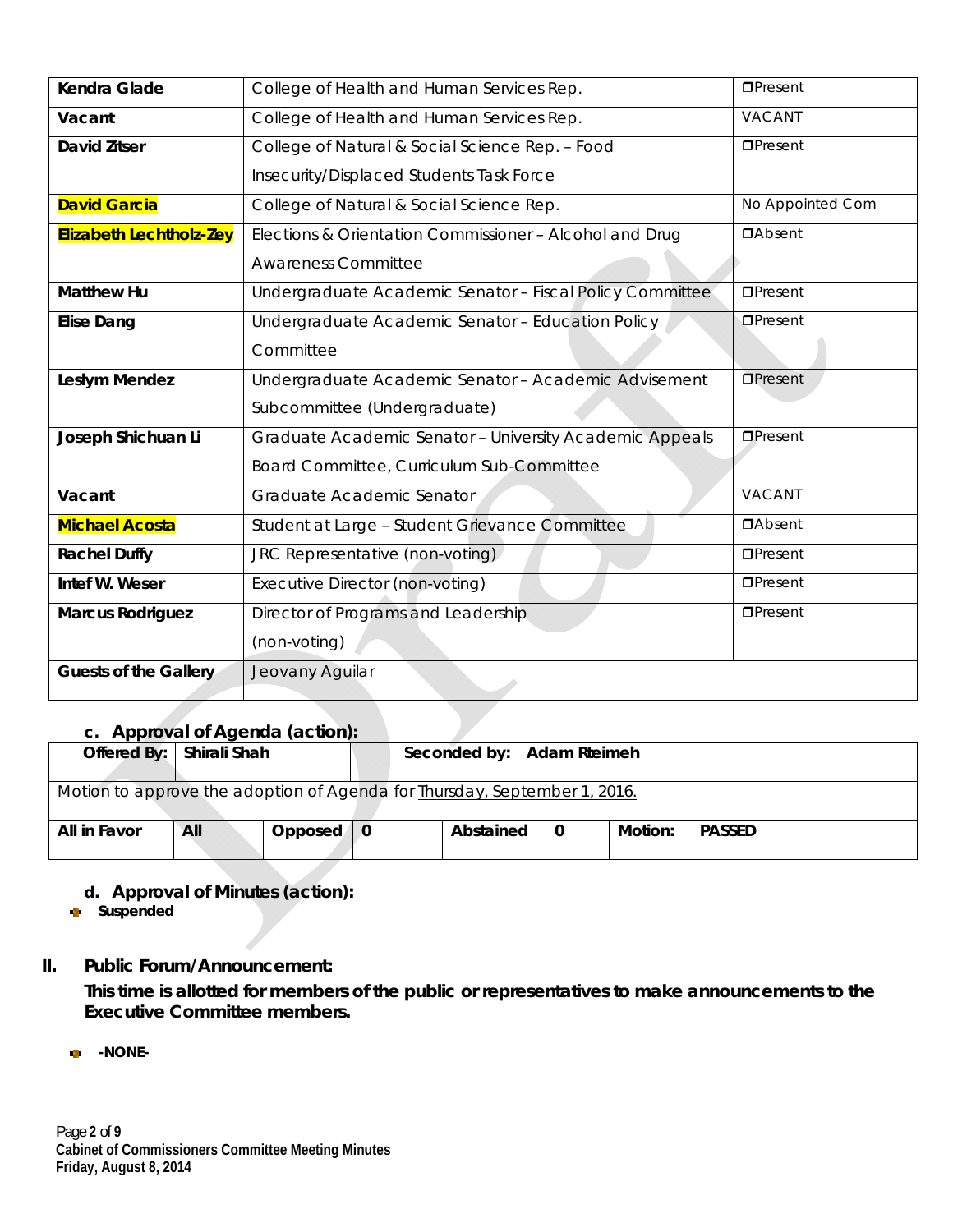| Kendra Glade | College of Health and Human Services Rep. | ❒Present |
|---|---|---|
| Vacant | College of Health and Human Services Rep. | VACANT |
| David Zitser | College of Natural & Social Science Rep. – Food Insecurity/Displaced Students Task Force | ❒Present |
| David Garcia | College of Natural & Social Science Rep. | No Appointed Com |
| Elizabeth Lechtholz-Zey | Elections & Orientation Commissioner – Alcohol and Drug Awareness Committee | ❒Absent |
| Matthew Hu | Undergraduate Academic Senator – Fiscal Policy Committee | ❒Present |
| Elise Dang | Undergraduate Academic Senator – Education Policy Committee | ❒Present |
| Leslym Mendez | Undergraduate Academic Senator – Academic Advisement Subcommittee (Undergraduate) | ❒Present |
| Joseph Shichuan Li | Graduate Academic Senator – University Academic Appeals Board Committee, Curriculum Sub-Committee | ❒Present |
| Vacant | Graduate Academic Senator | VACANT |
| Michael Acosta | Student at Large – Student Grievance Committee | ❒Absent |
| Rachel Duffy | JRC Representative (non-voting) | ❒Present |
| Intef W. Weser | Executive Director (non-voting) | ❒Present |
| Marcus Rodriguez | Director of Programs and Leadership (non-voting) | ❒Present |
| Guests of the Gallery | Jeovany Aguilar | |

### c. Approval of Agenda (action):

| Offered By: | Shirali Shah | | Seconded by: | Adam Rteimeh | | | |
|---|---|---|---|---|---|---|---|
| Motion to approve the adoption of Agenda for Thursday, September 1, 2016. | | | | | | | |
| All in Favor | All | Opposed | 0 | Abstained | 0 | Motion: | PASSED |

### d. Approval of Minutes (action):

- **Suspended**

## II. Public Forum/Announcement:

**This time is allotted for members of the public or representatives to make announcements to the Executive Committee members.**

- **-NONE-**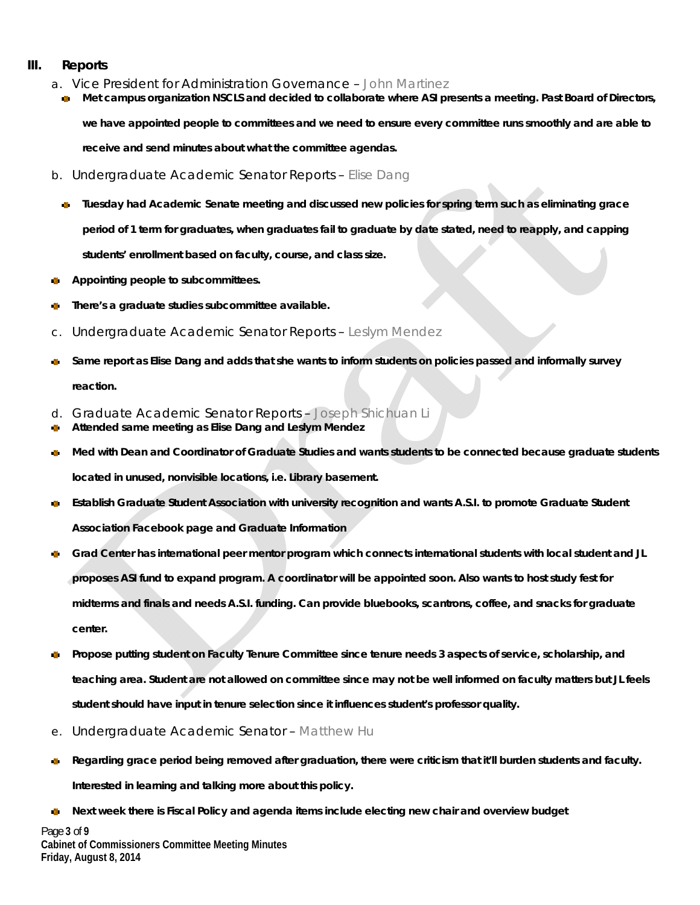## III. Reports

a. Vice President for Administration Governance – John Martinez

- **Met campus organization NSCLS and decided to collaborate where ASI presents a meeting. Past Board of Directors, we have appointed people to committees and we need to ensure every committee runs smoothly and are able to receive and send minutes about what the committee agendas.**

b. Undergraduate Academic Senator Reports – Elise Dang

- **Tuesday had Academic Senate meeting and discussed new policies for spring term such as eliminating grace period of 1 term for graduates, when graduates fail to graduate by date stated, need to reapply, and capping students' enrollment based on faculty, course, and class size.**
- **Appointing people to subcommittees.**
- **There's a graduate studies subcommittee available.**

c. Undergraduate Academic Senator Reports – Leslym Mendez

- **Same report as Elise Dang and adds that she wants to inform students on policies passed and informally survey reaction.**

d. Graduate Academic Senator Reports – Joseph Shichuan Li

- **Attended same meeting as Elise Dang and Leslym Mendez**
- **Med with Dean and Coordinator of Graduate Studies and wants students to be connected because graduate students located in unused, nonvisible locations, i.e. Library basement.**
- **Establish Graduate Student Association with university recognition and wants A.S.I. to promote Graduate Student Association Facebook page and Graduate Information**
- **Grad Center has international peer mentor program which connects international students with local student and JL proposes ASI fund to expand program. A coordinator will be appointed soon. Also wants to host study fest for midterms and finals and needs A.S.I. funding. Can provide bluebooks, scantrons, coffee, and snacks for graduate center.**
- **Propose putting student on Faculty Tenure Committee since tenure needs 3 aspects of service, scholarship, and teaching area. Student are not allowed on committee since may not be well informed on faculty matters but JL feels student should have input in tenure selection since it influences student's professor quality.**

e. Undergraduate Academic Senator – Matthew Hu

- **Regarding grace period being removed after graduation, there were criticism that it'll burden students and faculty. Interested in learning and talking more about this policy.**
- **Next week there is Fiscal Policy and agenda items include electing new chair and overview budget**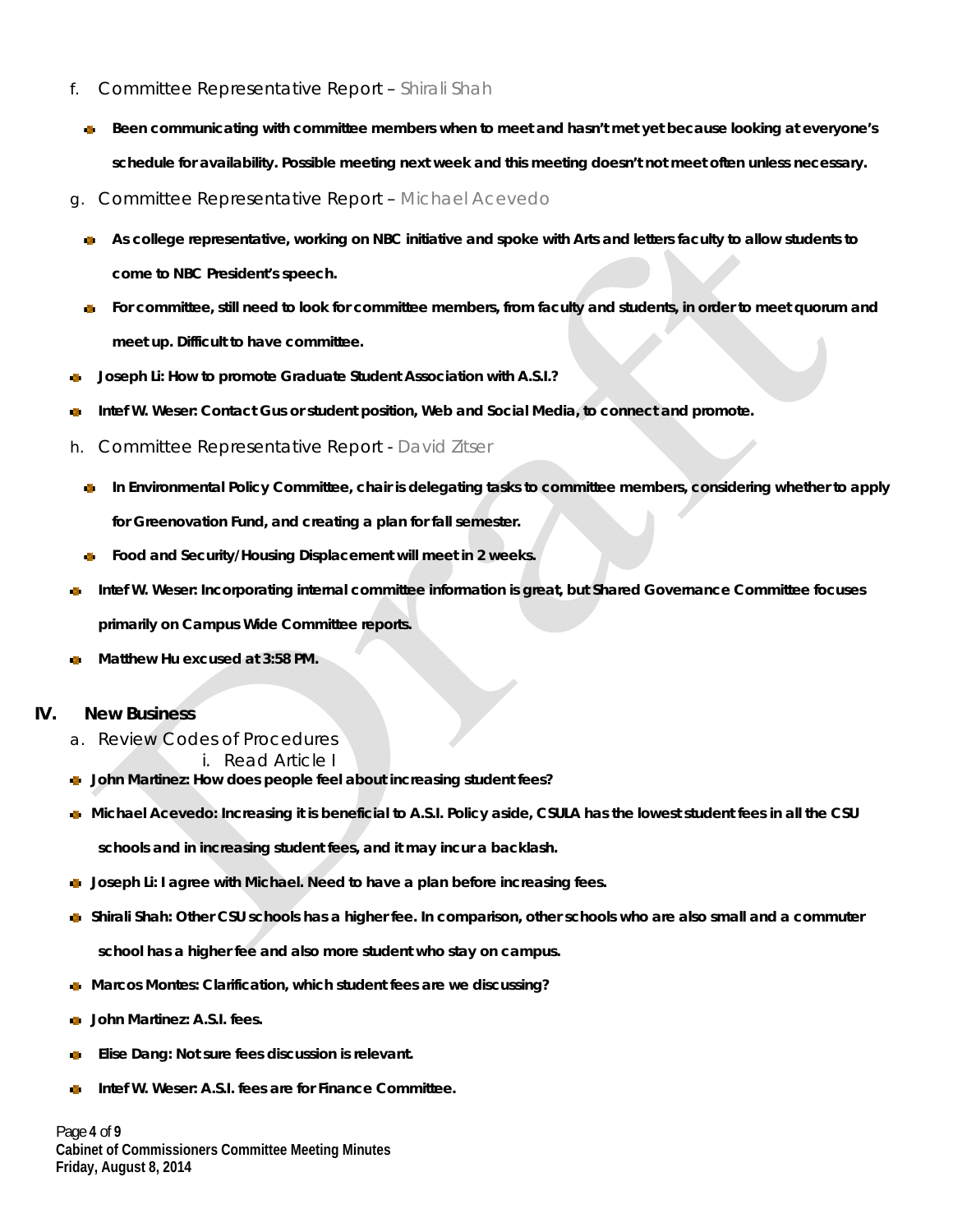f. Committee Representative Report – Shirali Shah

- **Been communicating with committee members when to meet and hasn't met yet because looking at everyone's schedule for availability. Possible meeting next week and this meeting doesn't not meet often unless necessary.**

g. Committee Representative Report – Michael Acevedo

- **As college representative, working on NBC initiative and spoke with Arts and letters faculty to allow students to come to NBC President's speech.**
- **For committee, still need to look for committee members, from faculty and students, in order to meet quorum and meet up. Difficult to have committee.**

- **Joseph Li: How to promote Graduate Student Association with A.S.I.?**
- **Intef W. Weser: Contact Gus or student position, Web and Social Media, to connect and promote.**

h. Committee Representative Report - David Zitser

- **In Environmental Policy Committee, chair is delegating tasks to committee members, considering whether to apply for Greenovation Fund, and creating a plan for fall semester.**
- **Food and Security/Housing Displacement will meet in 2 weeks.**

- **Intef W. Weser: Incorporating internal committee information is great, but Shared Governance Committee focuses primarily on Campus Wide Committee reports.**
- **Matthew Hu excused at 3:58 PM.**

## IV. New Business

a. Review Codes of Procedures

i. Read Article I

- **John Martinez: How does people feel about increasing student fees?**
- **Michael Acevedo: Increasing it is beneficial to A.S.I. Policy aside, CSULA has the lowest student fees in all the CSU schools and in increasing student fees, and it may incur a backlash.**
- **Joseph Li: I agree with Michael. Need to have a plan before increasing fees.**
- **Shirali Shah: Other CSU schools has a higher fee. In comparison, other schools who are also small and a commuter school has a higher fee and also more student who stay on campus.**
- **Marcos Montes: Clarification, which student fees are we discussing?**
- **John Martinez: A.S.I. fees.**
- **Elise Dang: Not sure fees discussion is relevant.**
- **Intef W. Weser: A.S.I. fees are for Finance Committee.**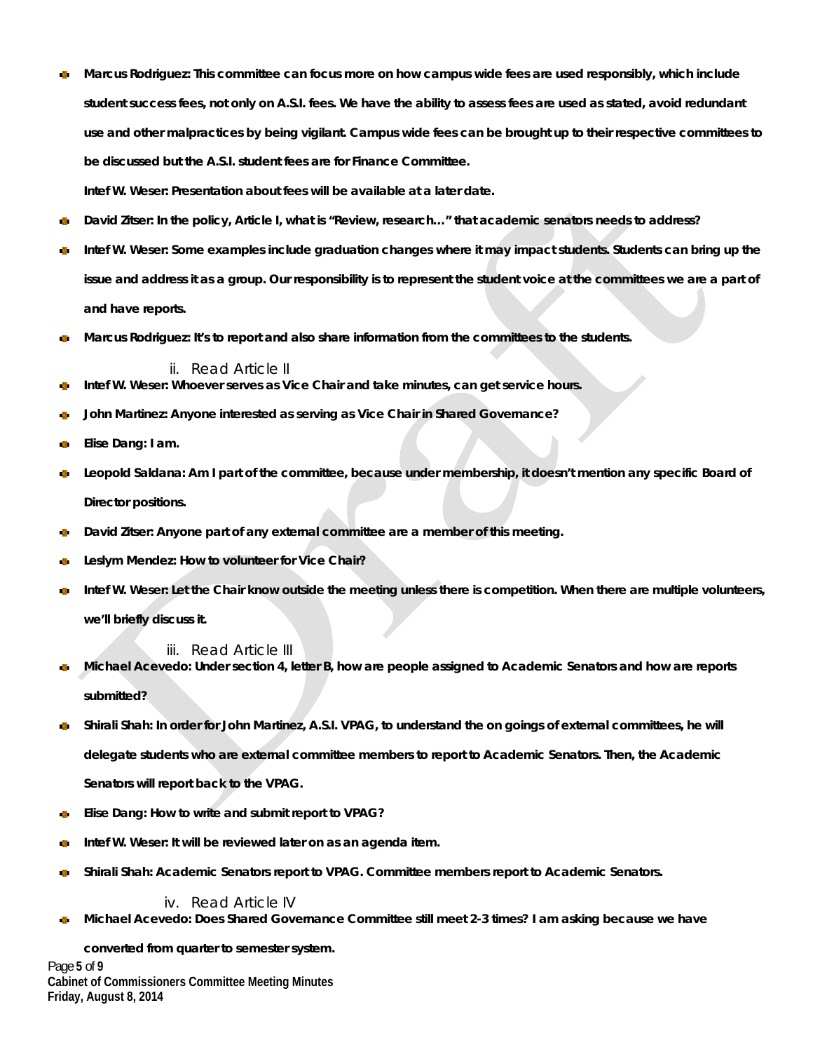- **Marcus Rodriguez: This committee can focus more on how campus wide fees are used responsibly, which include student success fees, not only on A.S.I. fees. We have the ability to assess fees are used as stated, avoid redundant use and other malpractices by being vigilant. Campus wide fees can be brought up to their respective committees to be discussed but the A.S.I. student fees are for Finance Committee.**

  **Intef W. Weser: Presentation about fees will be available at a later date.**
- **David Zitser: In the policy, Article I, what is "Review, research…" that academic senators needs to address?**
- **Intef W. Weser: Some examples include graduation changes where it may impact students. Students can bring up the issue and address it as a group. Our responsibility is to represent the student voice at the committees we are a part of and have reports.**
- **Marcus Rodriguez: It's to report and also share information from the committees to the students.**

ii. Read Article II

- **Intef W. Weser: Whoever serves as Vice Chair and take minutes, can get service hours.**
- **John Martinez: Anyone interested as serving as Vice Chair in Shared Governance?**
- **Elise Dang: I am.**
- **Leopold Saldana: Am I part of the committee, because under membership, it doesn't mention any specific Board of Director positions.**
- **David Zitser: Anyone part of any external committee are a member of this meeting.**
- **Leslym Mendez: How to volunteer for Vice Chair?**
- **Intef W. Weser: Let the Chair know outside the meeting unless there is competition. When there are multiple volunteers, we'll briefly discuss it.**

iii. Read Article III

- **Michael Acevedo: Under section 4, letter B, how are people assigned to Academic Senators and how are reports submitted?**
- **Shirali Shah: In order for John Martinez, A.S.I. VPAG, to understand the on goings of external committees, he will delegate students who are external committee members to report to Academic Senators. Then, the Academic Senators will report back to the VPAG.**
- **Elise Dang: How to write and submit report to VPAG?**
- **Intef W. Weser: It will be reviewed later on as an agenda item.**
- **Shirali Shah: Academic Senators report to VPAG. Committee members report to Academic Senators.**

iv. Read Article IV

- **Michael Acevedo: Does Shared Governance Committee still meet 2-3 times? I am asking because we have converted from quarter to semester system.**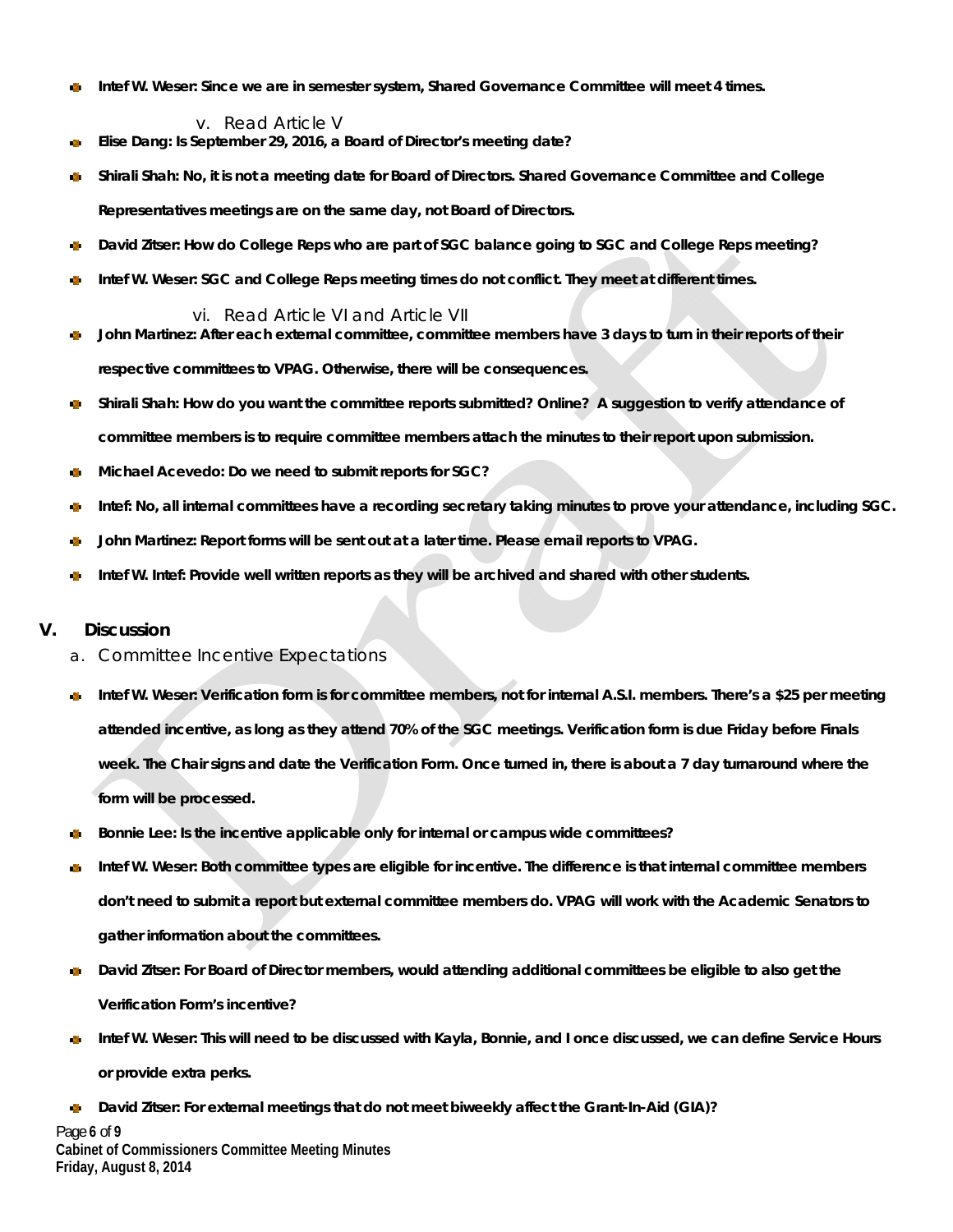- **Intef W. Weser: Since we are in semester system, Shared Governance Committee will meet 4 times.**

v. Read Article V

- **Elise Dang: Is September 29, 2016, a Board of Director's meeting date?**
- **Shirali Shah: No, it is not a meeting date for Board of Directors. Shared Governance Committee and College Representatives meetings are on the same day, not Board of Directors.**
- **David Zitser: How do College Reps who are part of SGC balance going to SGC and College Reps meeting?**
- **Intef W. Weser: SGC and College Reps meeting times do not conflict. They meet at different times.**

vi. Read Article VI and Article VII

- **John Martinez: After each external committee, committee members have 3 days to turn in their reports of their respective committees to VPAG. Otherwise, there will be consequences.**
- **Shirali Shah: How do you want the committee reports submitted? Online? A suggestion to verify attendance of committee members is to require committee members attach the minutes to their report upon submission.**
- **Michael Acevedo: Do we need to submit reports for SGC?**
- **Intef: No, all internal committees have a recording secretary taking minutes to prove your attendance, including SGC.**
- **John Martinez: Report forms will be sent out at a later time. Please email reports to VPAG.**
- **Intef W. Intef: Provide well written reports as they will be archived and shared with other students.**

## V. Discussion

a. Committee Incentive Expectations

- **Intef W. Weser: Verification form is for committee members, not for internal A.S.I. members. There's a $25 per meeting attended incentive, as long as they attend 70% of the SGC meetings. Verification form is due Friday before Finals week. The Chair signs and date the Verification Form. Once turned in, there is about a 7 day turnaround where the form will be processed.**
- **Bonnie Lee: Is the incentive applicable only for internal or campus wide committees?**
- **Intef W. Weser: Both committee types are eligible for incentive. The difference is that internal committee members don't need to submit a report but external committee members do. VPAG will work with the Academic Senators to gather information about the committees.**
- **David Zitser: For Board of Director members, would attending additional committees be eligible to also get the Verification Form's incentive?**
- **Intef W. Weser: This will need to be discussed with Kayla, Bonnie, and I once discussed, we can define Service Hours or provide extra perks.**
- **David Zitser: For external meetings that do not meet biweekly affect the Grant-In-Aid (GIA)?**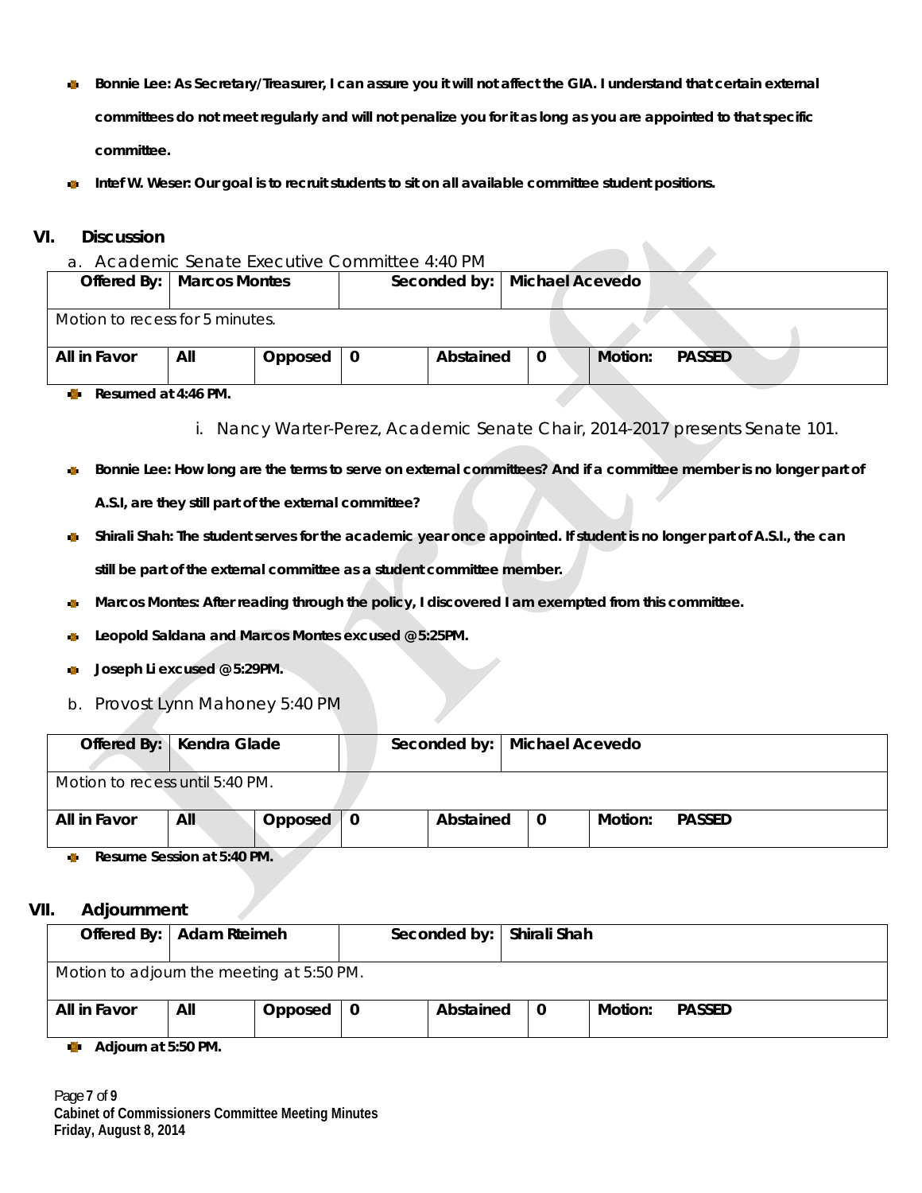- **Bonnie Lee: As Secretary/Treasurer, I can assure you it will not affect the GIA. I understand that certain external committees do not meet regularly and will not penalize you for it as long as you are appointed to that specific committee.**
- **Intef W. Weser: Our goal is to recruit students to sit on all available committee student positions.**

## VI. Discussion

a. Academic Senate Executive Committee 4:40 PM

| Offered By: | Marcos Montes | | Seconded by: | Michael Acevedo | | | |
|---|---|---|---|---|---|---|---|
| Motion to recess for 5 minutes. | | | | | | | |
| **All in Favor** | **All** | **Opposed** | **0** | **Abstained** | **0** | **Motion:** | **PASSED** |

- **Resumed at 4:46 PM.**

i. Nancy Warter-Perez, Academic Senate Chair, 2014-2017 presents Senate 101.

- **Bonnie Lee: How long are the terms to serve on external committees? And if a committee member is no longer part of A.S.I, are they still part of the external committee?**
- **Shirali Shah: The student serves for the academic year once appointed. If student is no longer part of A.S.I., the can still be part of the external committee as a student committee member.**
- **Marcos Montes: After reading through the policy, I discovered I am exempted from this committee.**
- **Leopold Saldana and Marcos Montes excused @ 5:25PM.**
- **Joseph Li excused @ 5:29PM.**

b. Provost Lynn Mahoney 5:40 PM

| Offered By: | Kendra Glade | | Seconded by: | Michael Acevedo | | | |
|---|---|---|---|---|---|---|---|
| Motion to recess until 5:40 PM. | | | | | | | |
| **All in Favor** | **All** | **Opposed** | **0** | **Abstained** | **0** | **Motion:** | **PASSED** |

- **Resume Session at 5:40 PM.**

## VII. Adjournment

| Offered By: | Adam Rteimeh | | Seconded by: | Shirali Shah | | | |
|---|---|---|---|---|---|---|---|
| Motion to adjourn the meeting at 5:50 PM. | | | | | | | |
| **All in Favor** | **All** | **Opposed** | **0** | **Abstained** | **0** | **Motion:** | **PASSED** |

- **Adjourn at 5:50 PM.**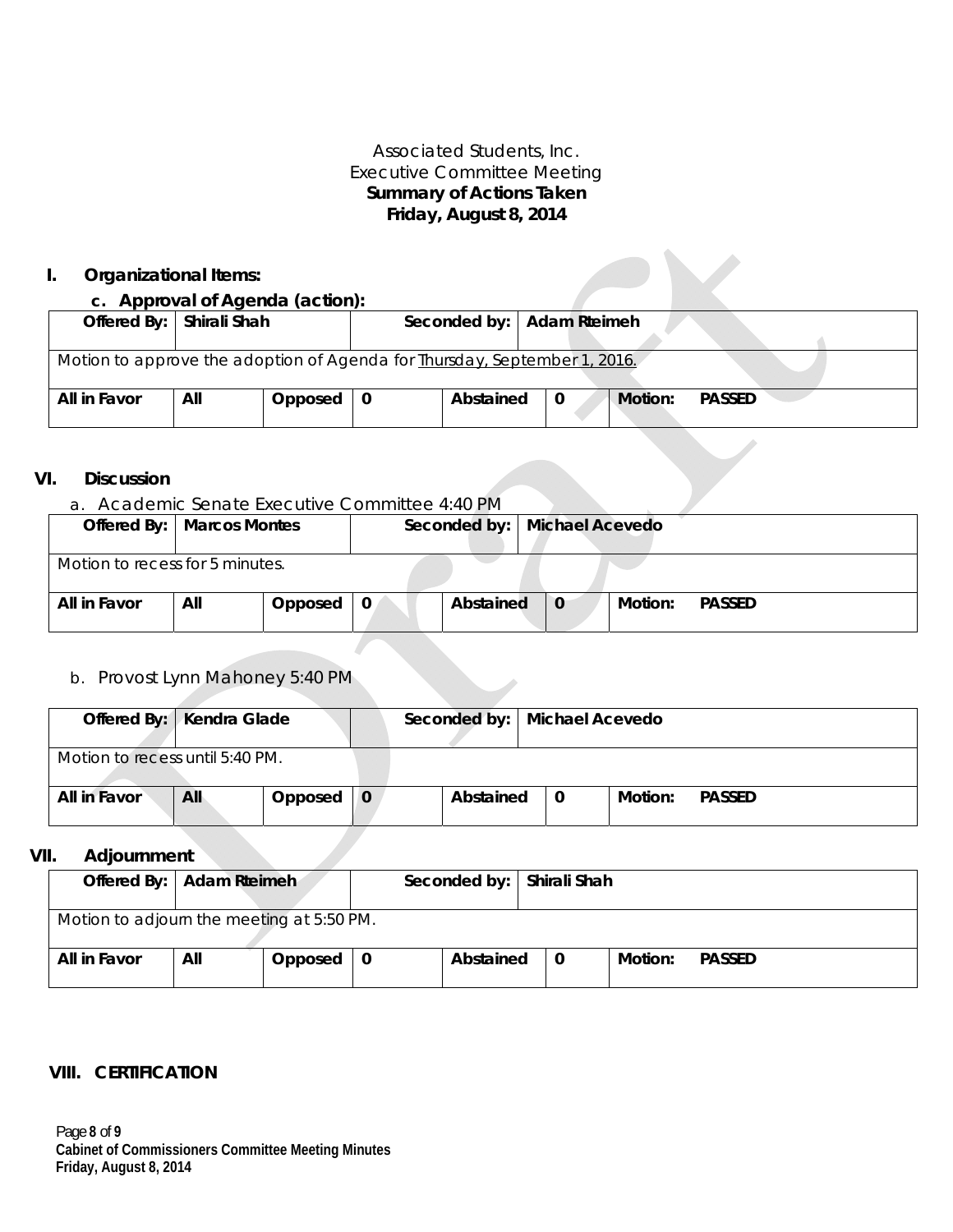Associated Students, Inc.
Executive Committee Meeting
**Summary of Actions Taken**
**Friday, August 8, 2014**

## I. Organizational Items:

### c. Approval of Agenda (action):

| Offered By: | Shirali Shah | | Seconded by: | | Adam Rteimeh | |
|---|---|---|---|---|---|---|
| Motion to approve the adoption of Agenda for Thursday, September 1, 2016. | | | | | | |
| All in Favor | All | Opposed | 0 | Abstained | 0 | Motion: PASSED |

## VI. Discussion

a. Academic Senate Executive Committee 4:40 PM

| Offered By: | Marcos Montes | | Seconded by: | | Michael Acevedo | |
|---|---|---|---|---|---|---|
| Motion to recess for 5 minutes. | | | | | | |
| All in Favor | All | Opposed | 0 | Abstained | 0 | Motion: PASSED |

b. Provost Lynn Mahoney 5:40 PM

| Offered By: | Kendra Glade | | Seconded by: | | Michael Acevedo | |
|---|---|---|---|---|---|---|
| Motion to recess until 5:40 PM. | | | | | | |
| All in Favor | All | Opposed | 0 | Abstained | 0 | Motion: PASSED |

## VII. Adjournment

| Offered By: | Adam Rteimeh | | Seconded by: | | Shirali Shah | |
|---|---|---|---|---|---|---|
| Motion to adjourn the meeting at 5:50 PM. | | | | | | |
| All in Favor | All | Opposed | 0 | Abstained | 0 | Motion: PASSED |

## VIII. CERTIFICATION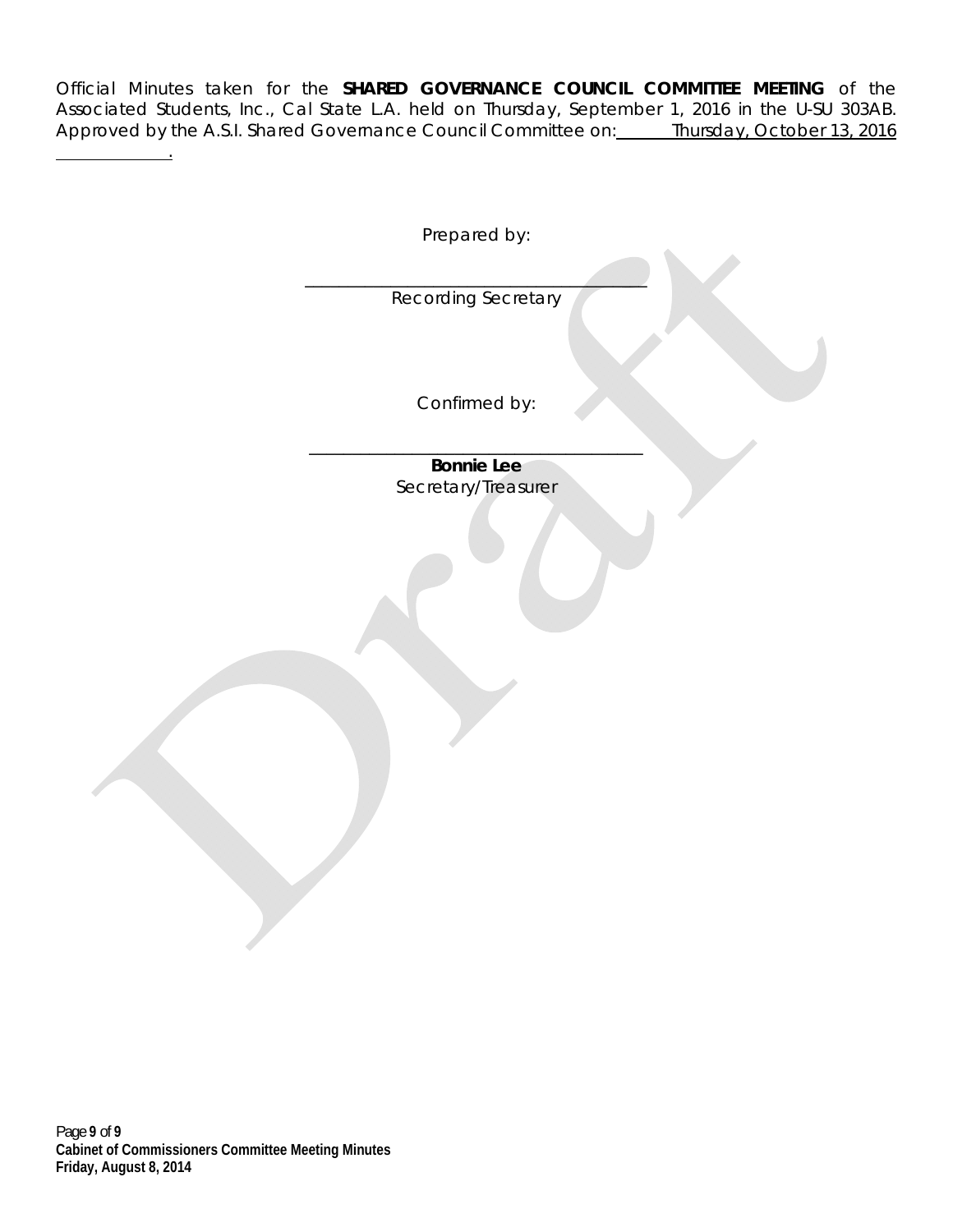Official Minutes taken for the **SHARED GOVERNANCE COUNCIL COMMITTEE MEETING** of the Associated Students, Inc., Cal State L.A. held on Thursday, September 1, 2016 in the U-SU 303AB. Approved by the A.S.I. Shared Governance Council Committee on: Thursday, October 13, 2016 .

Prepared by:

\_\_\_\_\_\_\_\_\_\_\_\_\_\_\_\_\_\_\_\_\_\_\_\_\_\_\_\_\_\_\_\_\_\_\_\_\_\_

Recording Secretary

Confirmed by:

\_\_\_\_\_\_\_\_\_\_\_\_\_\_\_\_\_\_\_\_\_\_\_\_\_\_\_\_\_\_\_\_\_\_\_\_\_\_

**Bonnie Lee**

Secretary/Treasurer